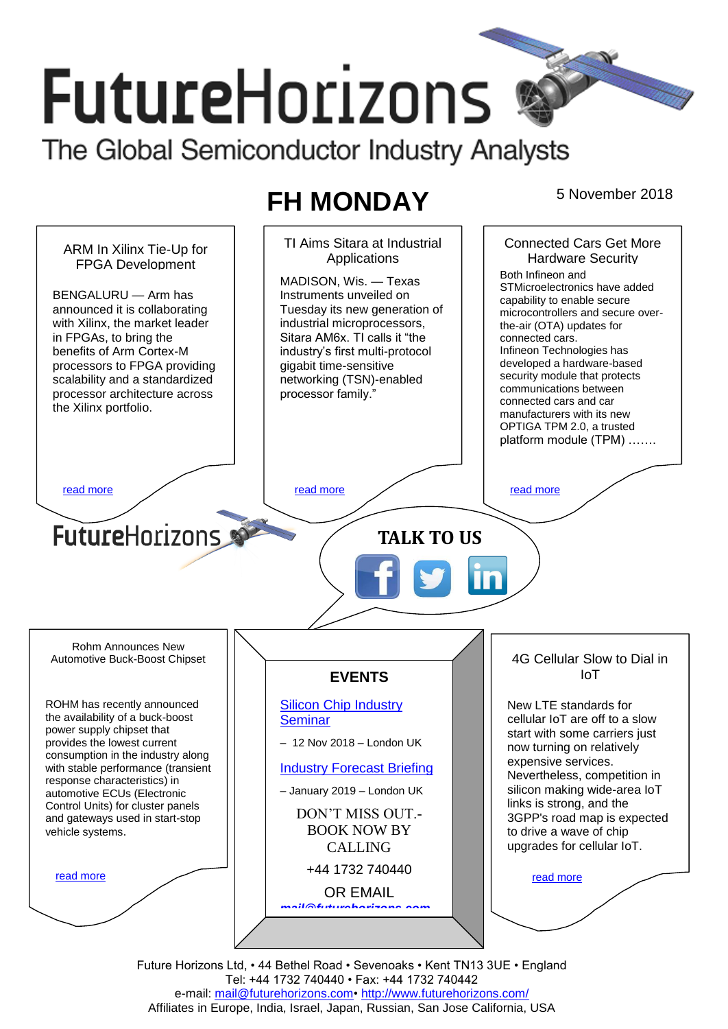# FutureHorizons

The Global Semiconductor Industry Analysts

## FH MONDAY

5 November 2018

### ARM In Xilinx Tie-Up for FPGA Development

BENGALURU — Arm has announced it is collaborating with Xilinx, the market leader in FPGAs, to bring the benefits of Arm Cortex-M processors to FPGA providing scalability and a standardized processor architecture across the Xilinx portfolio.

read more

### TI Aims Sitara at Industrial Applications

MADISON, Wis. — Texas Instruments unveiled on Tuesday its new generation of industrial microprocessors, Sitara AM6x. TI calls it "the industry's first multi-protocol gigabit time-sensitive networking (TSN)-enabled processor family."

read more

### Connected Cars Get More Hardware Security

Both Infineon and STMicroelectronics have added capability to enable secure microcontrollers and secure over-the-air (OTA) updates for connected cars.

Infineon Technologies has developed a hardware-based security module that protects communications between connected cars and car manufacturers with its new OPTIGA TPM 2.0, a trusted platform module (TPM) …….

read more

FutureHorizons

**TALK TO US**

### Rohm Announces New Automotive Buck-Boost Chipset

ROHM has recently announced the availability of a buck-boost power supply chipset that provides the lowest current consumption in the industry along with stable performance (transient response characteristics) in automotive ECUs (Electronic Control Units) for cluster panels and gateways used in start-stop vehicle systems.

read more

### EVENTS

Silicon Chip Industry Seminar

– 12 Nov 2018 – London UK

Industry Forecast Briefing

– January 2019 – London UK

DON'T MISS OUT.- BOOK NOW BY CALLING

+44 1732 740440

OR EMAIL

mail@futurehorizons.com

### 4G Cellular Slow to Dial in IoT

New LTE standards for cellular IoT are off to a slow start with some carriers just now turning on relatively expensive services. Nevertheless, competition in silicon making wide-area IoT links is strong, and the 3GPP's road map is expected to drive a wave of chip upgrades for cellular IoT.

read more

Future Horizons Ltd, • 44 Bethel Road • Sevenoaks • Kent TN13 3UE • England
Tel: +44 1732 740440 • Fax: +44 1732 740442
e-mail: mail@futurehorizons.com• http://www.futurehorizons.com/
Affiliates in Europe, India, Israel, Japan, Russian, San Jose California, USA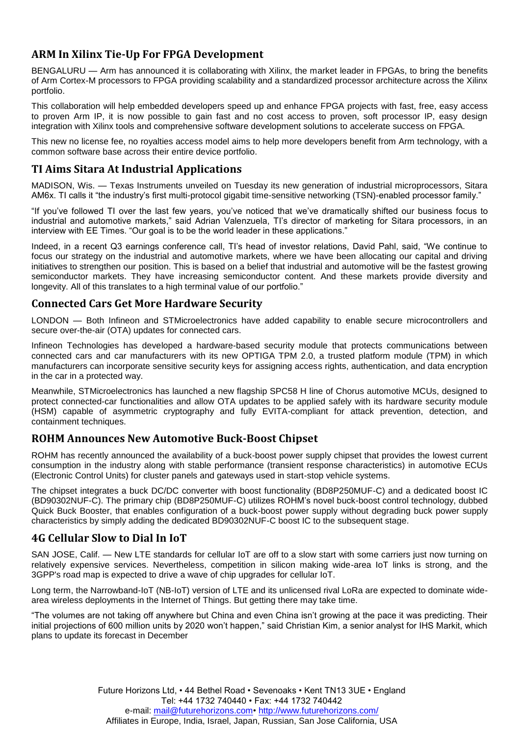## ARM In Xilinx Tie-Up For FPGA Development

BENGALURU — Arm has announced it is collaborating with Xilinx, the market leader in FPGAs, to bring the benefits of Arm Cortex-M processors to FPGA providing scalability and a standardized processor architecture across the Xilinx portfolio.

This collaboration will help embedded developers speed up and enhance FPGA projects with fast, free, easy access to proven Arm IP, it is now possible to gain fast and no cost access to proven, soft processor IP, easy design integration with Xilinx tools and comprehensive software development solutions to accelerate success on FPGA.

This new no license fee, no royalties access model aims to help more developers benefit from Arm technology, with a common software base across their entire device portfolio.

## TI Aims Sitara At Industrial Applications

MADISON, Wis. — Texas Instruments unveiled on Tuesday its new generation of industrial microprocessors, Sitara AM6x. TI calls it "the industry's first multi-protocol gigabit time-sensitive networking (TSN)-enabled processor family."

"If you've followed TI over the last few years, you've noticed that we've dramatically shifted our business focus to industrial and automotive markets," said Adrian Valenzuela, TI's director of marketing for Sitara processors, in an interview with EE Times. "Our goal is to be the world leader in these applications."

Indeed, in a recent Q3 earnings conference call, TI's head of investor relations, David Pahl, said, "We continue to focus our strategy on the industrial and automotive markets, where we have been allocating our capital and driving initiatives to strengthen our position. This is based on a belief that industrial and automotive will be the fastest growing semiconductor markets. They have increasing semiconductor content. And these markets provide diversity and longevity. All of this translates to a high terminal value of our portfolio."

## Connected Cars Get More Hardware Security

LONDON — Both Infineon and STMicroelectronics have added capability to enable secure microcontrollers and secure over-the-air (OTA) updates for connected cars.

Infineon Technologies has developed a hardware-based security module that protects communications between connected cars and car manufacturers with its new OPTIGA TPM 2.0, a trusted platform module (TPM) in which manufacturers can incorporate sensitive security keys for assigning access rights, authentication, and data encryption in the car in a protected way.

Meanwhile, STMicroelectronics has launched a new flagship SPC58 H line of Chorus automotive MCUs, designed to protect connected-car functionalities and allow OTA updates to be applied safely with its hardware security module (HSM) capable of asymmetric cryptography and fully EVITA-compliant for attack prevention, detection, and containment techniques.

## ROHM Announces New Automotive Buck-Boost Chipset

ROHM has recently announced the availability of a buck-boost power supply chipset that provides the lowest current consumption in the industry along with stable performance (transient response characteristics) in automotive ECUs (Electronic Control Units) for cluster panels and gateways used in start-stop vehicle systems.

The chipset integrates a buck DC/DC converter with boost functionality (BD8P250MUF-C) and a dedicated boost IC (BD90302NUF-C). The primary chip (BD8P250MUF-C) utilizes ROHM's novel buck-boost control technology, dubbed Quick Buck Booster, that enables configuration of a buck-boost power supply without degrading buck power supply characteristics by simply adding the dedicated BD90302NUF-C boost IC to the subsequent stage.

## 4G Cellular Slow to Dial In IoT

SAN JOSE, Calif. — New LTE standards for cellular IoT are off to a slow start with some carriers just now turning on relatively expensive services. Nevertheless, competition in silicon making wide-area IoT links is strong, and the 3GPP's road map is expected to drive a wave of chip upgrades for cellular IoT.

Long term, the Narrowband-IoT (NB-IoT) version of LTE and its unlicensed rival LoRa are expected to dominate wide-area wireless deployments in the Internet of Things. But getting there may take time.

"The volumes are not taking off anywhere but China and even China isn't growing at the pace it was predicting. Their initial projections of 600 million units by 2020 won't happen," said Christian Kim, a senior analyst for IHS Markit, which plans to update its forecast in December

Future Horizons Ltd, • 44 Bethel Road • Sevenoaks • Kent TN13 3UE • England
Tel: +44 1732 740440 • Fax: +44 1732 740442
e-mail: mail@futurehorizons.com• http://www.futurehorizons.com/
Affiliates in Europe, India, Israel, Japan, Russian, San Jose California, USA